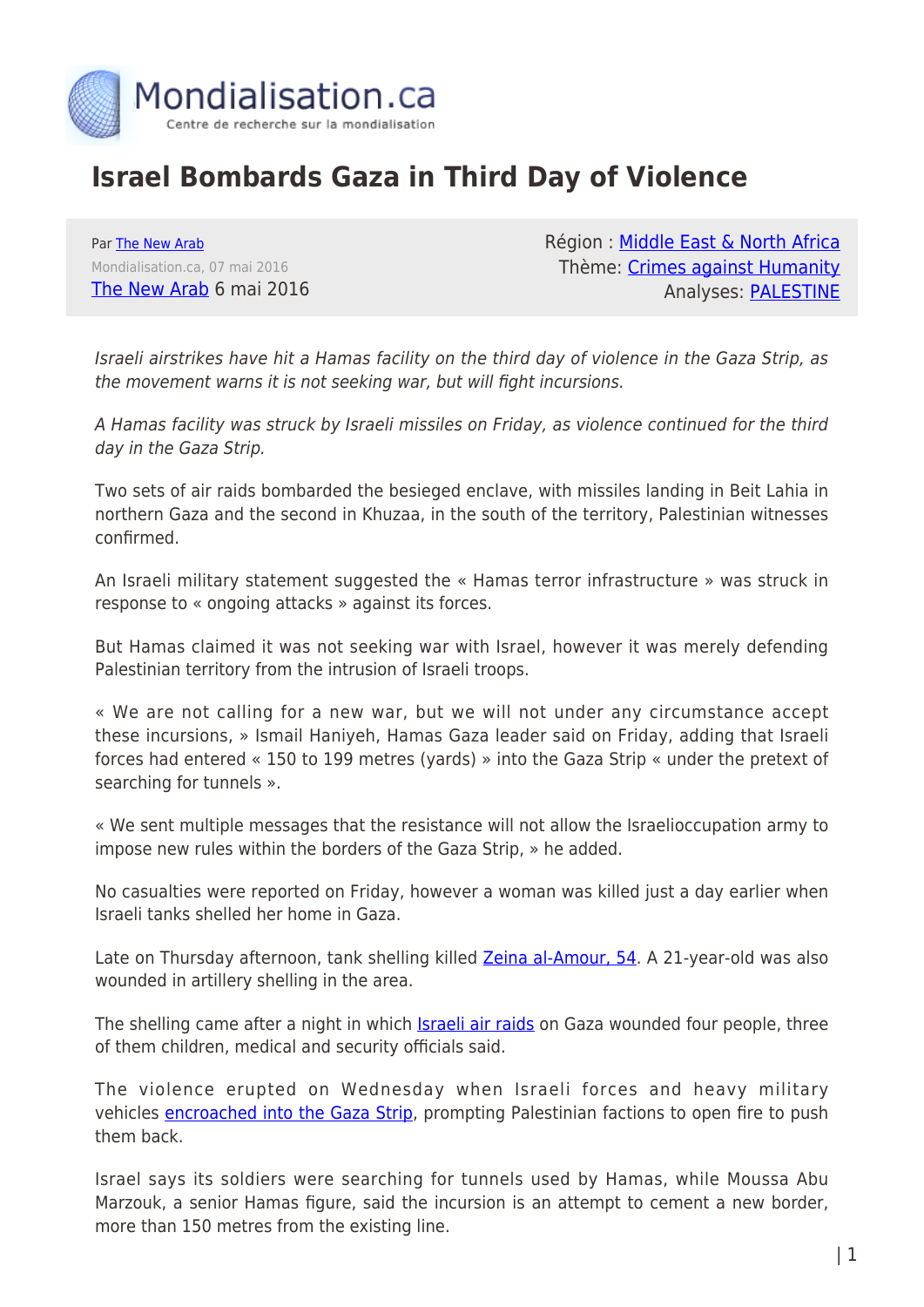# Israel Bombards Gaza in Third Day of Violence

Par The New Arab
Mondialisation.ca, 07 mai 2016
The New Arab 6 mai 2016

Région : Middle East & North Africa
Thème: Crimes against Humanity
Analyses: PALESTINE

*Israeli airstrikes have hit a Hamas facility on the third day of violence in the Gaza Strip, as the movement warns it is not seeking war, but will fight incursions.*

*A Hamas facility was struck by Israeli missiles on Friday, as violence continued for the third day in the Gaza Strip.*

Two sets of air raids bombarded the besieged enclave, with missiles landing in Beit Lahia in northern Gaza and the second in Khuzaa, in the south of the territory, Palestinian witnesses confirmed.

An Israeli military statement suggested the « Hamas terror infrastructure » was struck in response to « ongoing attacks » against its forces.

But Hamas claimed it was not seeking war with Israel, however it was merely defending Palestinian territory from the intrusion of Israeli troops.

« We are not calling for a new war, but we will not under any circumstance accept these incursions, » Ismail Haniyeh, Hamas Gaza leader said on Friday, adding that Israeli forces had entered « 150 to 199 metres (yards) » into the Gaza Strip « under the pretext of searching for tunnels ».

« We sent multiple messages that the resistance will not allow the Israelioccupation army to impose new rules within the borders of the Gaza Strip, » he added.

No casualties were reported on Friday, however a woman was killed just a day earlier when Israeli tanks shelled her home in Gaza.

Late on Thursday afternoon, tank shelling killed Zeina al-Amour, 54. A 21-year-old was also wounded in artillery shelling in the area.

The shelling came after a night in which Israeli air raids on Gaza wounded four people, three of them children, medical and security officials said.

The violence erupted on Wednesday when Israeli forces and heavy military vehicles encroached into the Gaza Strip, prompting Palestinian factions to open fire to push them back.

Israel says its soldiers were searching for tunnels used by Hamas, while Moussa Abu Marzouk, a senior Hamas figure, said the incursion is an attempt to cement a new border, more than 150 metres from the existing line.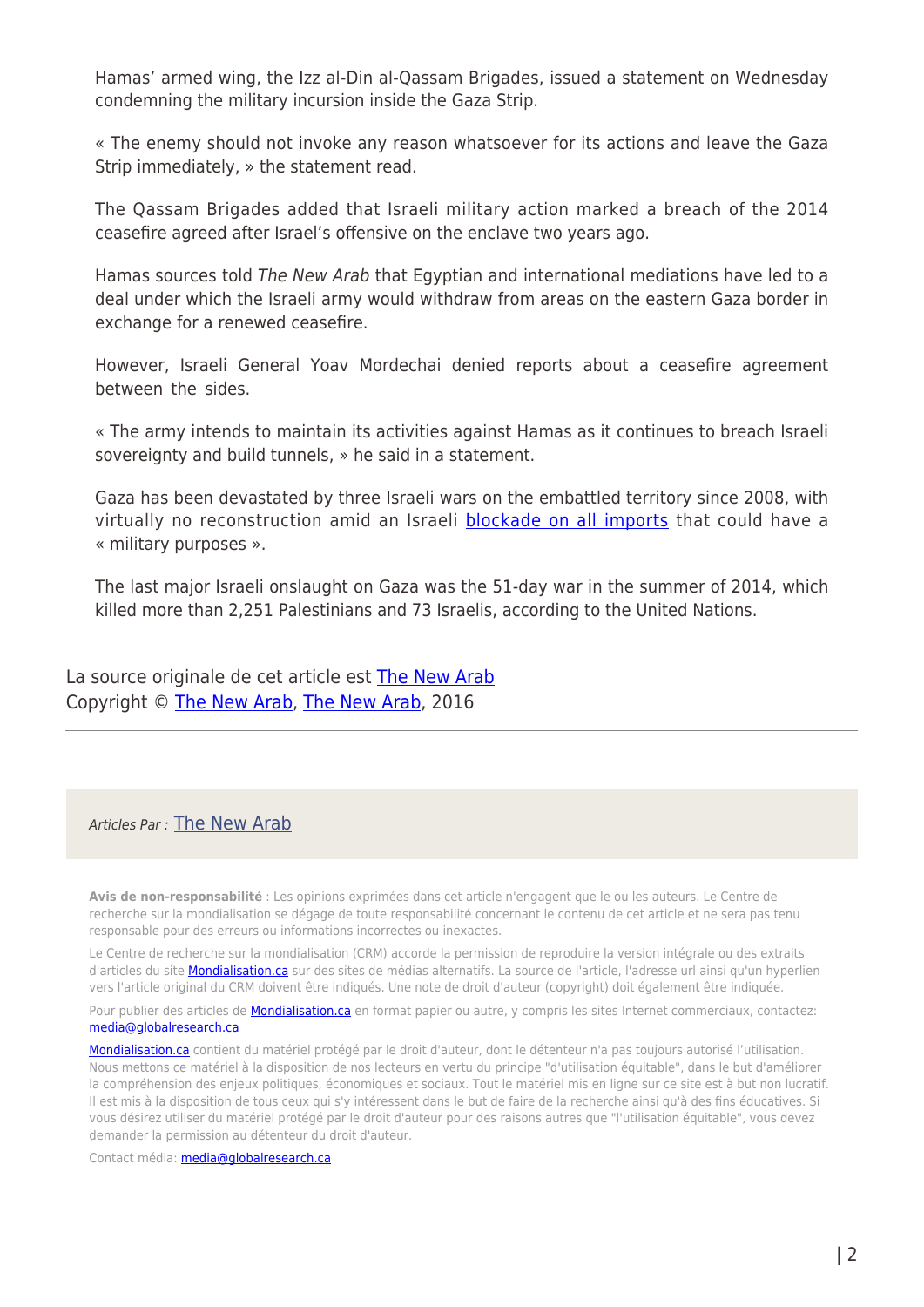Hamas' armed wing, the Izz al-Din al-Qassam Brigades, issued a statement on Wednesday condemning the military incursion inside the Gaza Strip.

« The enemy should not invoke any reason whatsoever for its actions and leave the Gaza Strip immediately, » the statement read.

The Qassam Brigades added that Israeli military action marked a breach of the 2014 ceasefire agreed after Israel's offensive on the enclave two years ago.

Hamas sources told *The New Arab* that Egyptian and international mediations have led to a deal under which the Israeli army would withdraw from areas on the eastern Gaza border in exchange for a renewed ceasefire.

However, Israeli General Yoav Mordechai denied reports about a ceasefire agreement between the sides.

« The army intends to maintain its activities against Hamas as it continues to breach Israeli sovereignty and build tunnels, » he said in a statement.

Gaza has been devastated by three Israeli wars on the embattled territory since 2008, with virtually no reconstruction amid an Israeli blockade on all imports that could have a « military purposes ».

The last major Israeli onslaught on Gaza was the 51-day war in the summer of 2014, which killed more than 2,251 Palestinians and 73 Israelis, according to the United Nations.

La source originale de cet article est The New Arab
Copyright © The New Arab, The New Arab, 2016

---

*Articles Par :* The New Arab

**Avis de non-responsabilité** : Les opinions exprimées dans cet article n'engagent que le ou les auteurs. Le Centre de recherche sur la mondialisation se dégage de toute responsabilité concernant le contenu de cet article et ne sera pas tenu responsable pour des erreurs ou informations incorrectes ou inexactes.

Le Centre de recherche sur la mondialisation (CRM) accorde la permission de reproduire la version intégrale ou des extraits d'articles du site Mondialisation.ca sur des sites de médias alternatifs. La source de l'article, l'adresse url ainsi qu'un hyperlien vers l'article original du CRM doivent être indiqués. Une note de droit d'auteur (copyright) doit également être indiquée.

Pour publier des articles de Mondialisation.ca en format papier ou autre, y compris les sites Internet commerciaux, contactez: media@globalresearch.ca

Mondialisation.ca contient du matériel protégé par le droit d'auteur, dont le détenteur n'a pas toujours autorisé l'utilisation. Nous mettons ce matériel à la disposition de nos lecteurs en vertu du principe "d'utilisation équitable", dans le but d'améliorer la compréhension des enjeux politiques, économiques et sociaux. Tout le matériel mis en ligne sur ce site est à but non lucratif. Il est mis à la disposition de tous ceux qui s'y intéressent dans le but de faire de la recherche ainsi qu'à des fins éducatives. Si vous désirez utiliser du matériel protégé par le droit d'auteur pour des raisons autres que "l'utilisation équitable", vous devez demander la permission au détenteur du droit d'auteur.

Contact média: media@globalresearch.ca